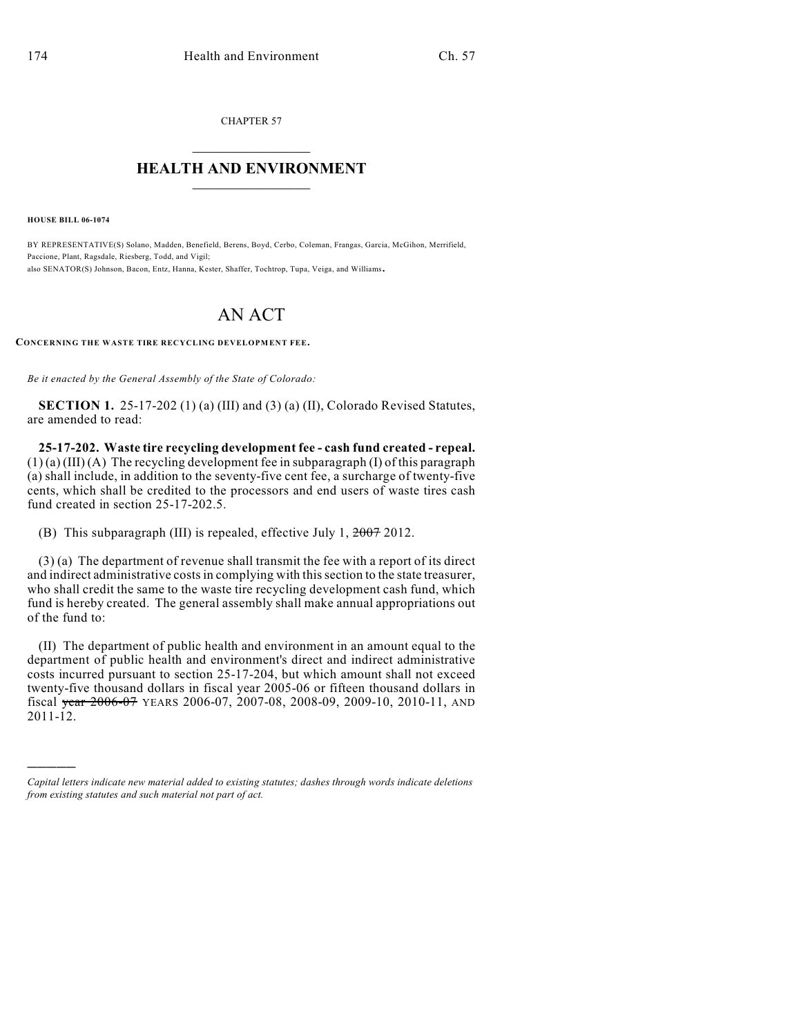CHAPTER 57

# HEALTH AND ENVIRONMENT

**HOUSE BILL 06-1074**

BY REPRESENTATIVE(S) Solano, Madden, Benefield, Berens, Boyd, Cerbo, Coleman, Frangas, Garcia, McGihon, Merrifield, Paccione, Plant, Ragsdale, Riesberg, Todd, and Vigil;
also SENATOR(S) Johnson, Bacon, Entz, Hanna, Kester, Shaffer, Tochtrop, Tupa, Veiga, and Williams.

# AN ACT

**CONCERNING THE WASTE TIRE RECYCLING DEVELOPMENT FEE.**

*Be it enacted by the General Assembly of the State of Colorado:*

**SECTION 1.** 25-17-202 (1) (a) (III) and (3) (a) (II), Colorado Revised Statutes, are amended to read:

**25-17-202. Waste tire recycling development fee - cash fund created - repeal.** (1) (a) (III) (A) The recycling development fee in subparagraph (I) of this paragraph (a) shall include, in addition to the seventy-five cent fee, a surcharge of twenty-five cents, which shall be credited to the processors and end users of waste tires cash fund created in section 25-17-202.5.

(B) This subparagraph (III) is repealed, effective July 1, ~~2007~~ 2012.

(3) (a) The department of revenue shall transmit the fee with a report of its direct and indirect administrative costs in complying with this section to the state treasurer, who shall credit the same to the waste tire recycling development cash fund, which fund is hereby created. The general assembly shall make annual appropriations out of the fund to:

(II) The department of public health and environment in an amount equal to the department of public health and environment's direct and indirect administrative costs incurred pursuant to section 25-17-204, but which amount shall not exceed twenty-five thousand dollars in fiscal year 2005-06 or fifteen thousand dollars in fiscal ~~year 2006-07~~ YEARS 2006-07, 2007-08, 2008-09, 2009-10, 2010-11, AND 2011-12.

---

*Capital letters indicate new material added to existing statutes; dashes through words indicate deletions from existing statutes and such material not part of act.*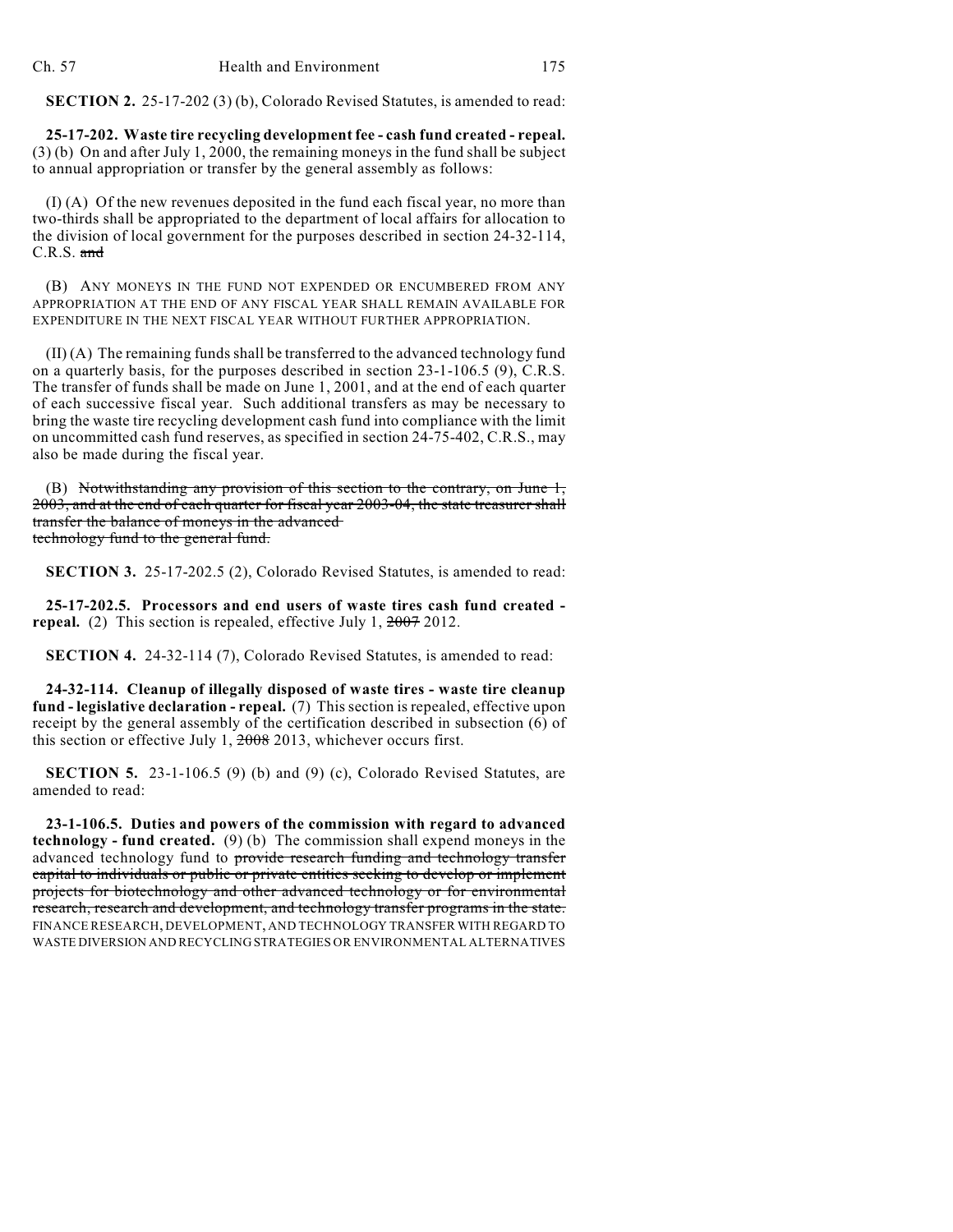**SECTION 2.** 25-17-202 (3) (b), Colorado Revised Statutes, is amended to read:

**25-17-202. Waste tire recycling development fee - cash fund created - repeal.** (3) (b) On and after July 1, 2000, the remaining moneys in the fund shall be subject to annual appropriation or transfer by the general assembly as follows:

(I) (A) Of the new revenues deposited in the fund each fiscal year, no more than two-thirds shall be appropriated to the department of local affairs for allocation to the division of local government for the purposes described in section 24-32-114, C.R.S. ~~and~~

(B) ANY MONEYS IN THE FUND NOT EXPENDED OR ENCUMBERED FROM ANY APPROPRIATION AT THE END OF ANY FISCAL YEAR SHALL REMAIN AVAILABLE FOR EXPENDITURE IN THE NEXT FISCAL YEAR WITHOUT FURTHER APPROPRIATION.

(II) (A) The remaining funds shall be transferred to the advanced technology fund on a quarterly basis, for the purposes described in section 23-1-106.5 (9), C.R.S. The transfer of funds shall be made on June 1, 2001, and at the end of each quarter of each successive fiscal year. Such additional transfers as may be necessary to bring the waste tire recycling development cash fund into compliance with the limit on uncommitted cash fund reserves, as specified in section 24-75-402, C.R.S., may also be made during the fiscal year.

(B) ~~Notwithstanding any provision of this section to the contrary, on June 1, 2003, and at the end of each quarter for fiscal year 2003-04, the state treasurer shall transfer the balance of moneys in the advanced technology fund to the general fund.~~

**SECTION 3.** 25-17-202.5 (2), Colorado Revised Statutes, is amended to read:

**25-17-202.5. Processors and end users of waste tires cash fund created - repeal.** (2) This section is repealed, effective July 1, ~~2007~~ 2012.

**SECTION 4.** 24-32-114 (7), Colorado Revised Statutes, is amended to read:

**24-32-114. Cleanup of illegally disposed of waste tires - waste tire cleanup fund - legislative declaration - repeal.** (7) This section is repealed, effective upon receipt by the general assembly of the certification described in subsection (6) of this section or effective July 1, ~~2008~~ 2013, whichever occurs first.

**SECTION 5.** 23-1-106.5 (9) (b) and (9) (c), Colorado Revised Statutes, are amended to read:

**23-1-106.5. Duties and powers of the commission with regard to advanced technology - fund created.** (9) (b) The commission shall expend moneys in the advanced technology fund to ~~provide research funding and technology transfer capital to individuals or public or private entities seeking to develop or implement projects for biotechnology and other advanced technology or for environmental research, research and development, and technology transfer programs in the state.~~ FINANCE RESEARCH, DEVELOPMENT, AND TECHNOLOGY TRANSFER WITH REGARD TO WASTE DIVERSION AND RECYCLING STRATEGIES OR ENVIRONMENTAL ALTERNATIVES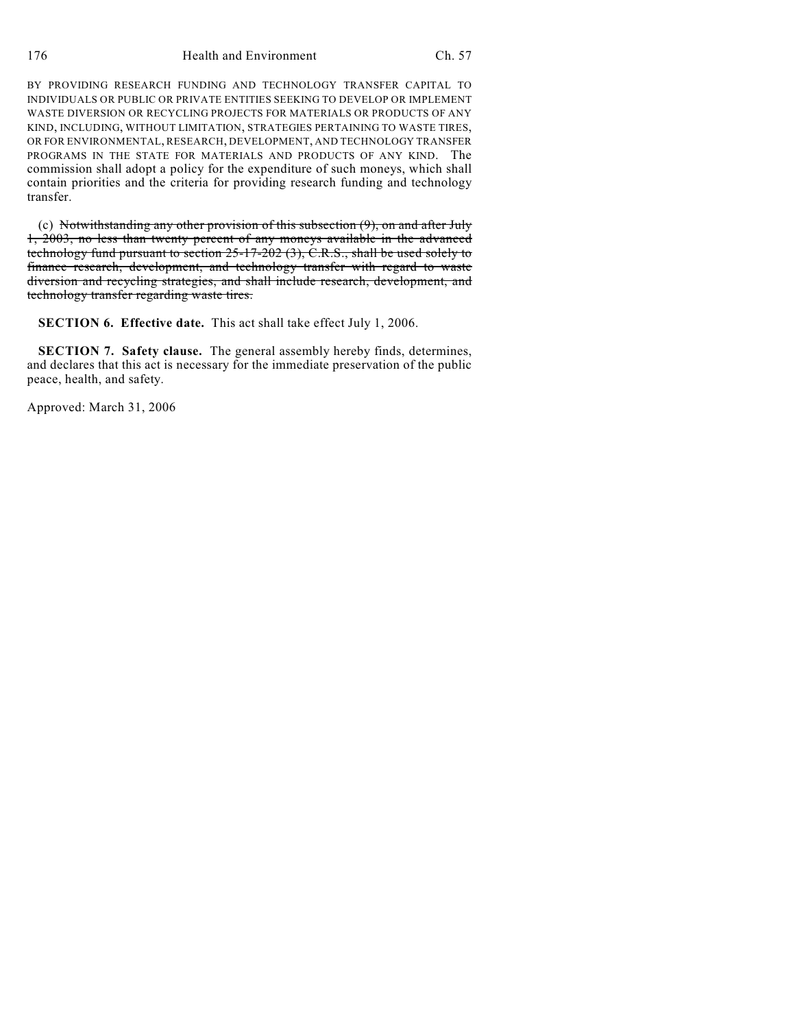BY PROVIDING RESEARCH FUNDING AND TECHNOLOGY TRANSFER CAPITAL TO INDIVIDUALS OR PUBLIC OR PRIVATE ENTITIES SEEKING TO DEVELOP OR IMPLEMENT WASTE DIVERSION OR RECYCLING PROJECTS FOR MATERIALS OR PRODUCTS OF ANY KIND, INCLUDING, WITHOUT LIMITATION, STRATEGIES PERTAINING TO WASTE TIRES, OR FOR ENVIRONMENTAL, RESEARCH, DEVELOPMENT, AND TECHNOLOGY TRANSFER PROGRAMS IN THE STATE FOR MATERIALS AND PRODUCTS OF ANY KIND. The commission shall adopt a policy for the expenditure of such moneys, which shall contain priorities and the criteria for providing research funding and technology transfer.

(c) ~~Notwithstanding any other provision of this subsection (9), on and after July 1, 2003, no less than twenty percent of any moneys available in the advanced technology fund pursuant to section 25-17-202 (3), C.R.S., shall be used solely to finance research, development, and technology transfer with regard to waste diversion and recycling strategies, and shall include research, development, and technology transfer regarding waste tires.~~

**SECTION 6. Effective date.** This act shall take effect July 1, 2006.

**SECTION 7. Safety clause.** The general assembly hereby finds, determines, and declares that this act is necessary for the immediate preservation of the public peace, health, and safety.

Approved: March 31, 2006